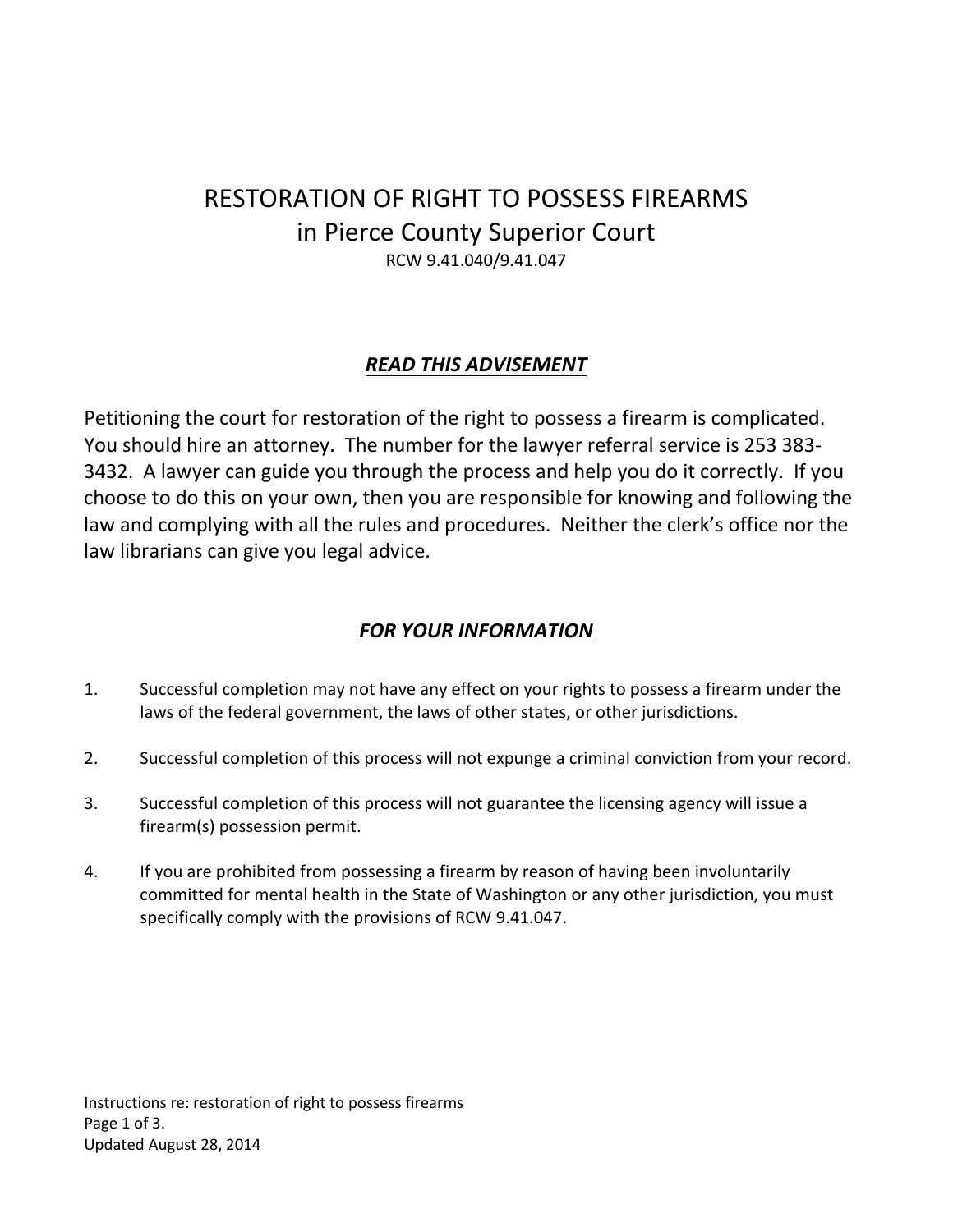# RESTORATION OF RIGHT TO POSSESS FIREARMS in Pierce County Superior Court

RCW 9.41.040/9.41.047

## ***READ THIS ADVISEMENT***

Petitioning the court for restoration of the right to possess a firearm is complicated. You should hire an attorney. The number for the lawyer referral service is 253 383-3432. A lawyer can guide you through the process and help you do it correctly. If you choose to do this on your own, then you are responsible for knowing and following the law and complying with all the rules and procedures. Neither the clerk's office nor the law librarians can give you legal advice.

## ***FOR YOUR INFORMATION***

1. Successful completion may not have any effect on your rights to possess a firearm under the laws of the federal government, the laws of other states, or other jurisdictions.

2. Successful completion of this process will not expunge a criminal conviction from your record.

3. Successful completion of this process will not guarantee the licensing agency will issue a firearm(s) possession permit.

4. If you are prohibited from possessing a firearm by reason of having been involuntarily committed for mental health in the State of Washington or any other jurisdiction, you must specifically comply with the provisions of RCW 9.41.047.

Instructions re: restoration of right to possess firearms
Updated August 28, 2014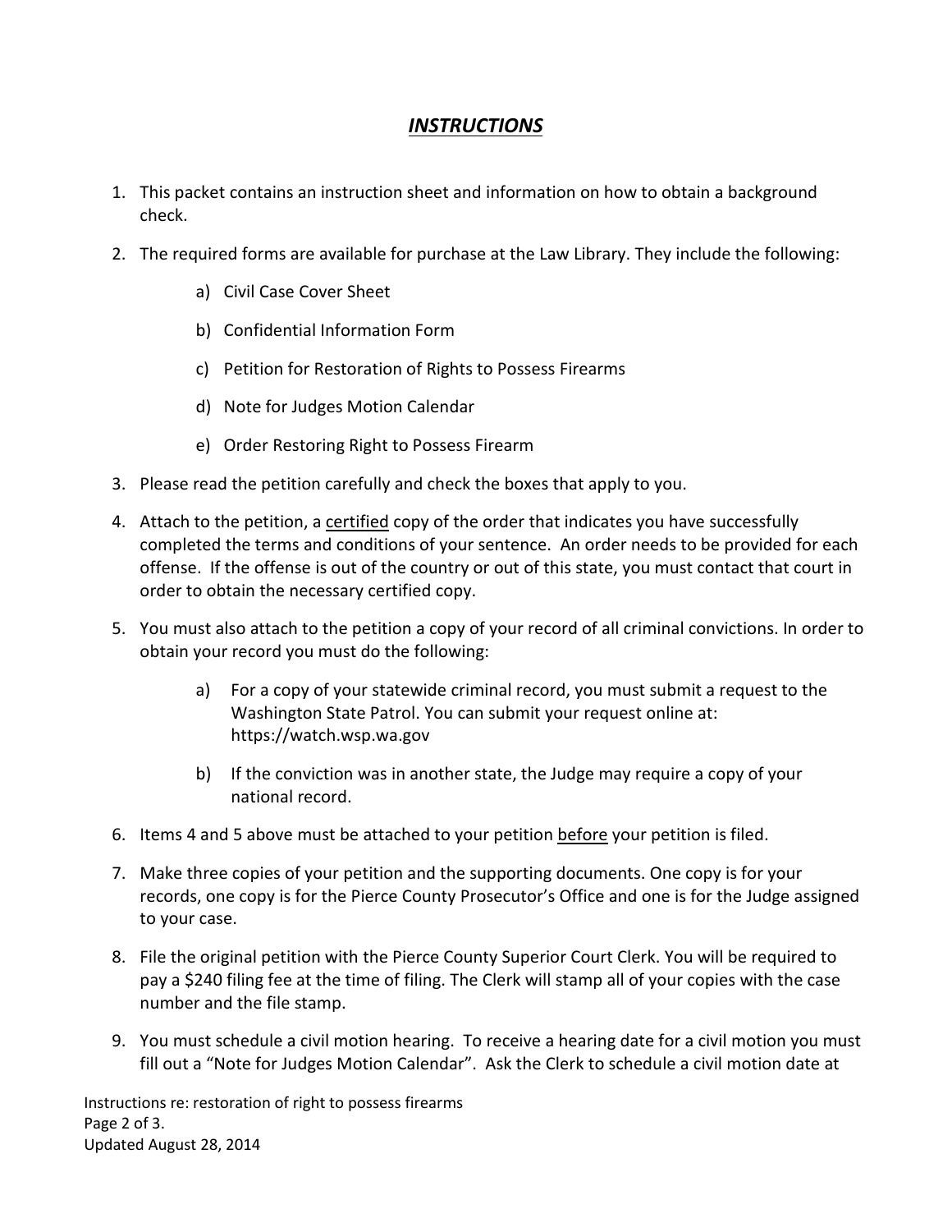## ***INSTRUCTIONS***

1. This packet contains an instruction sheet and information on how to obtain a background check.

2. The required forms are available for purchase at the Law Library. They include the following:

   a) Civil Case Cover Sheet

   b) Confidential Information Form

   c) Petition for Restoration of Rights to Possess Firearms

   d) Note for Judges Motion Calendar

   e) Order Restoring Right to Possess Firearm

3. Please read the petition carefully and check the boxes that apply to you.

4. Attach to the petition, a <u>certified</u> copy of the order that indicates you have successfully completed the terms and conditions of your sentence. An order needs to be provided for each offense. If the offense is out of the country or out of this state, you must contact that court in order to obtain the necessary certified copy.

5. You must also attach to the petition a copy of your record of all criminal convictions. In order to obtain your record you must do the following:

   a) For a copy of your statewide criminal record, you must submit a request to the Washington State Patrol. You can submit your request online at: https://watch.wsp.wa.gov

   b) If the conviction was in another state, the Judge may require a copy of your national record.

6. Items 4 and 5 above must be attached to your petition <u>before</u> your petition is filed.

7. Make three copies of your petition and the supporting documents. One copy is for your records, one copy is for the Pierce County Prosecutor's Office and one is for the Judge assigned to your case.

8. File the original petition with the Pierce County Superior Court Clerk. You will be required to pay a $240 filing fee at the time of filing. The Clerk will stamp all of your copies with the case number and the file stamp.

9. You must schedule a civil motion hearing. To receive a hearing date for a civil motion you must fill out a "Note for Judges Motion Calendar". Ask the Clerk to schedule a civil motion date at

Instructions re: restoration of right to possess firearms
Updated August 28, 2014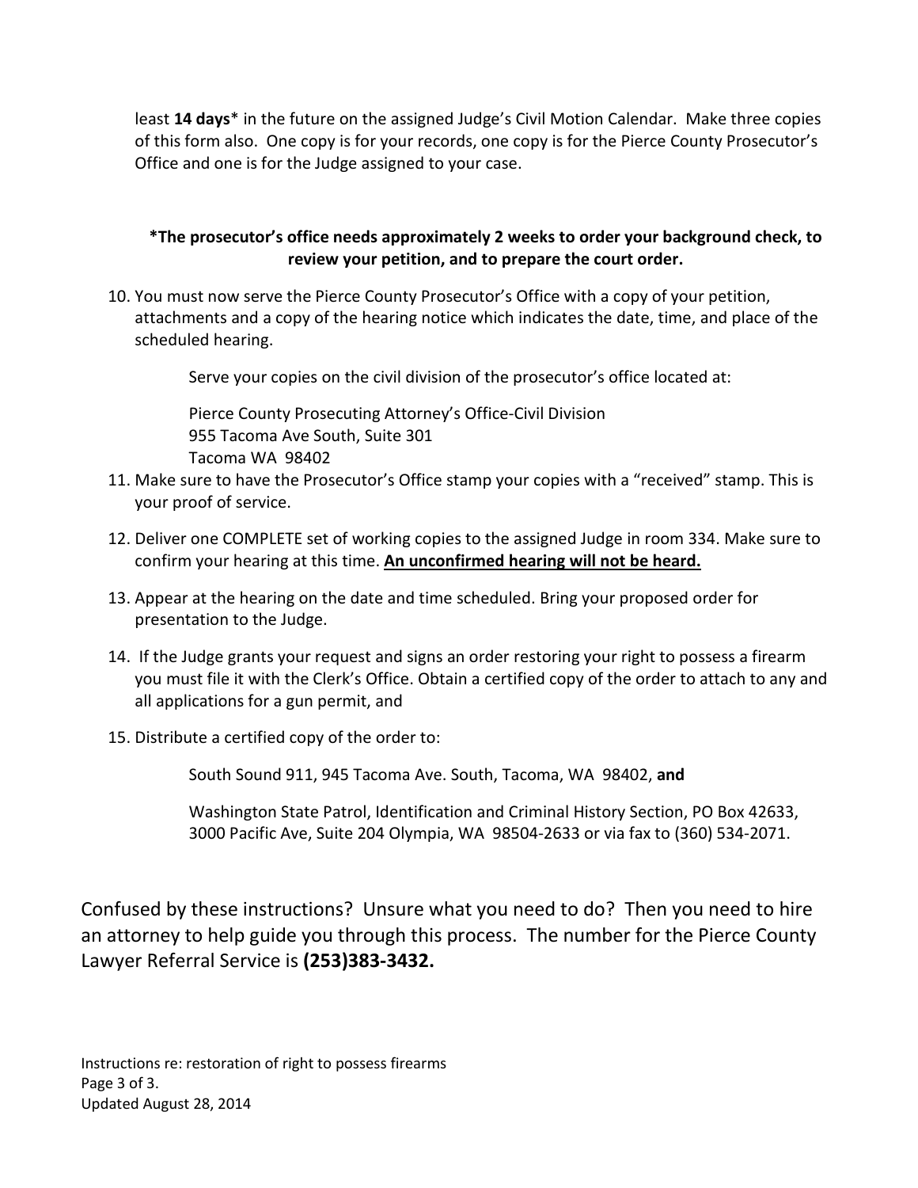least **14 days*** in the future on the assigned Judge's Civil Motion Calendar. Make three copies of this form also. One copy is for your records, one copy is for the Pierce County Prosecutor's Office and one is for the Judge assigned to your case.

**\*The prosecutor's office needs approximately 2 weeks to order your background check, to review your petition, and to prepare the court order.**

10. You must now serve the Pierce County Prosecutor's Office with a copy of your petition, attachments and a copy of the hearing notice which indicates the date, time, and place of the scheduled hearing.

    Serve your copies on the civil division of the prosecutor's office located at:

    Pierce County Prosecuting Attorney's Office-Civil Division
    955 Tacoma Ave South, Suite 301
    Tacoma WA 98402

11. Make sure to have the Prosecutor's Office stamp your copies with a "received" stamp. This is your proof of service.

12. Deliver one COMPLETE set of working copies to the assigned Judge in room 334. Make sure to confirm your hearing at this time. **<u>An unconfirmed hearing will not be heard.</u>**

13. Appear at the hearing on the date and time scheduled. Bring your proposed order for presentation to the Judge.

14. If the Judge grants your request and signs an order restoring your right to possess a firearm you must file it with the Clerk's Office. Obtain a certified copy of the order to attach to any and all applications for a gun permit, and

15. Distribute a certified copy of the order to:

    South Sound 911, 945 Tacoma Ave. South, Tacoma, WA 98402, **and**

    Washington State Patrol, Identification and Criminal History Section, PO Box 42633, 3000 Pacific Ave, Suite 204 Olympia, WA 98504-2633 or via fax to (360) 534-2071.

Confused by these instructions? Unsure what you need to do? Then you need to hire an attorney to help guide you through this process. The number for the Pierce County Lawyer Referral Service is **(253)383-3432.**

Instructions re: restoration of right to possess firearms
Updated August 28, 2014